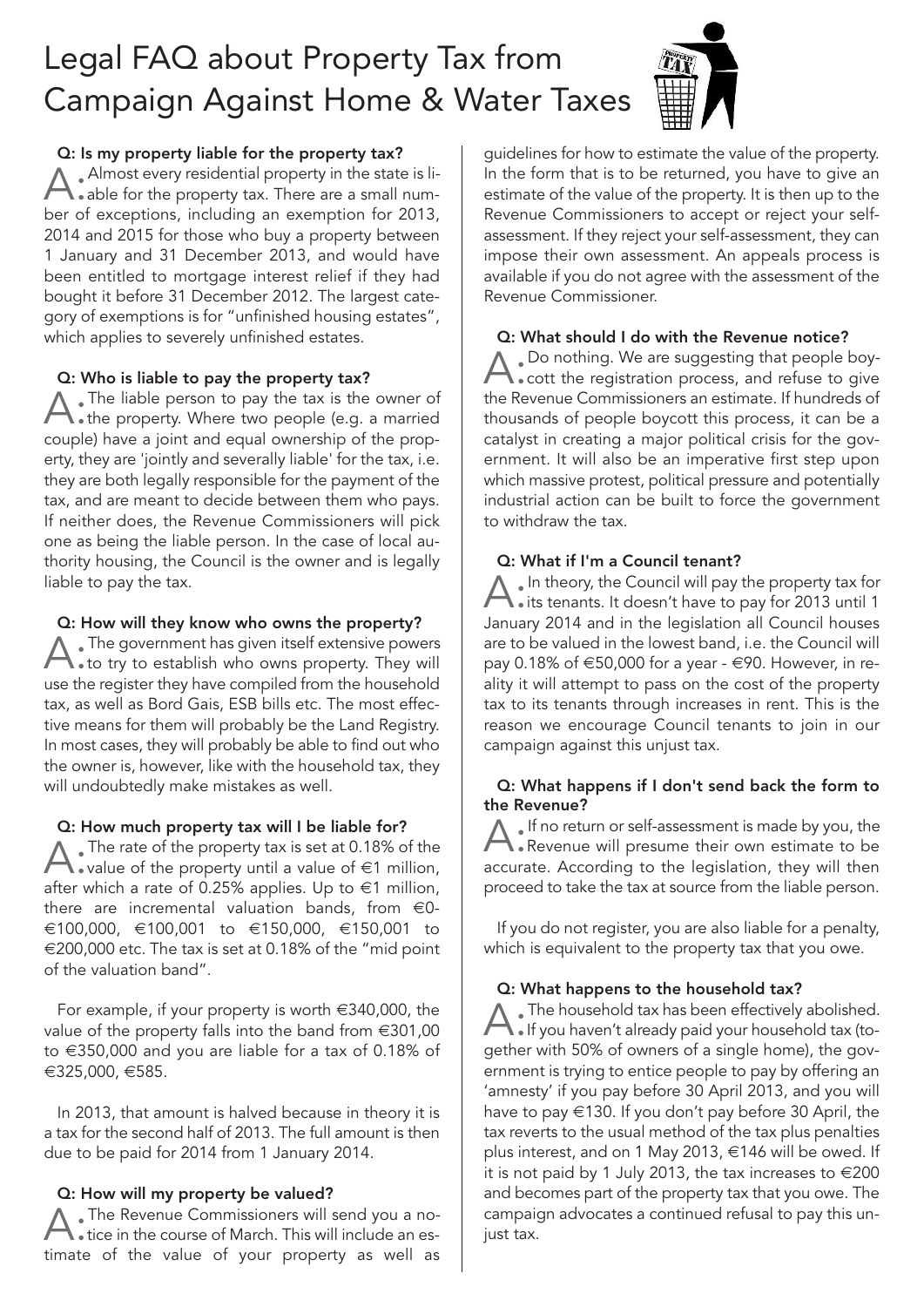# Legal FAQ about Property Tax from Campaign Against Home & Water Taxes

**Q: Is my property liable for the property tax?**

A. Almost every residential property in the state is liable for the property tax. There are a small number of exceptions, including an exemption for 2013, 2014 and 2015 for those who buy a property between 1 January and 31 December 2013, and would have been entitled to mortgage interest relief if they had bought it before 31 December 2012. The largest category of exemptions is for "unfinished housing estates", which applies to severely unfinished estates.

**Q: Who is liable to pay the property tax?**

A. The liable person to pay the tax is the owner of the property. Where two people (e.g. a married couple) have a joint and equal ownership of the property, they are 'jointly and severally liable' for the tax, i.e. they are both legally responsible for the payment of the tax, and are meant to decide between them who pays. If neither does, the Revenue Commissioners will pick one as being the liable person. In the case of local authority housing, the Council is the owner and is legally liable to pay the tax.

**Q: How will they know who owns the property?**

A. The government has given itself extensive powers to try to establish who owns property. They will use the register they have compiled from the household tax, as well as Bord Gais, ESB bills etc. The most effective means for them will probably be the Land Registry. In most cases, they will probably be able to find out who the owner is, however, like with the household tax, they will undoubtedly make mistakes as well.

**Q: How much property tax will I be liable for?**

A. The rate of the property tax is set at 0.18% of the value of the property until a value of €1 million, after which a rate of 0.25% applies. Up to €1 million, there are incremental valuation bands, from €0-€100,000, €100,001 to €150,000, €150,001 to €200,000 etc. The tax is set at 0.18% of the "mid point of the valuation band".

For example, if your property is worth €340,000, the value of the property falls into the band from €301,00 to €350,000 and you are liable for a tax of 0.18% of €325,000, €585.

In 2013, that amount is halved because in theory it is a tax for the second half of 2013. The full amount is then due to be paid for 2014 from 1 January 2014.

**Q: How will my property be valued?**

A. The Revenue Commissioners will send you a notice in the course of March. This will include an estimate of the value of your property as well as guidelines for how to estimate the value of the property. In the form that is to be returned, you have to give an estimate of the value of the property. It is then up to the Revenue Commissioners to accept or reject your self-assessment. If they reject your self-assessment, they can impose their own assessment. An appeals process is available if you do not agree with the assessment of the Revenue Commissioner.

**Q: What should I do with the Revenue notice?**

A. Do nothing. We are suggesting that people boycott the registration process, and refuse to give the Revenue Commissioners an estimate. If hundreds of thousands of people boycott this process, it can be a catalyst in creating a major political crisis for the government. It will also be an imperative first step upon which massive protest, political pressure and potentially industrial action can be built to force the government to withdraw the tax.

**Q: What if I'm a Council tenant?**

A. In theory, the Council will pay the property tax for its tenants. It doesn't have to pay for 2013 until 1 January 2014 and in the legislation all Council houses are to be valued in the lowest band, i.e. the Council will pay 0.18% of €50,000 for a year - €90. However, in reality it will attempt to pass on the cost of the property tax to its tenants through increases in rent. This is the reason we encourage Council tenants to join in our campaign against this unjust tax.

**Q: What happens if I don't send back the form to the Revenue?**

A. If no return or self-assessment is made by you, the Revenue will presume their own estimate to be accurate. According to the legislation, they will then proceed to take the tax at source from the liable person.

If you do not register, you are also liable for a penalty, which is equivalent to the property tax that you owe.

**Q: What happens to the household tax?**

A. The household tax has been effectively abolished. If you haven't already paid your household tax (together with 50% of owners of a single home), the government is trying to entice people to pay by offering an 'amnesty' if you pay before 30 April 2013, and you will have to pay €130. If you don't pay before 30 April, the tax reverts to the usual method of the tax plus penalties plus interest, and on 1 May 2013, €146 will be owed. If it is not paid by 1 July 2013, the tax increases to €200 and becomes part of the property tax that you owe. The campaign advocates a continued refusal to pay this unjust tax.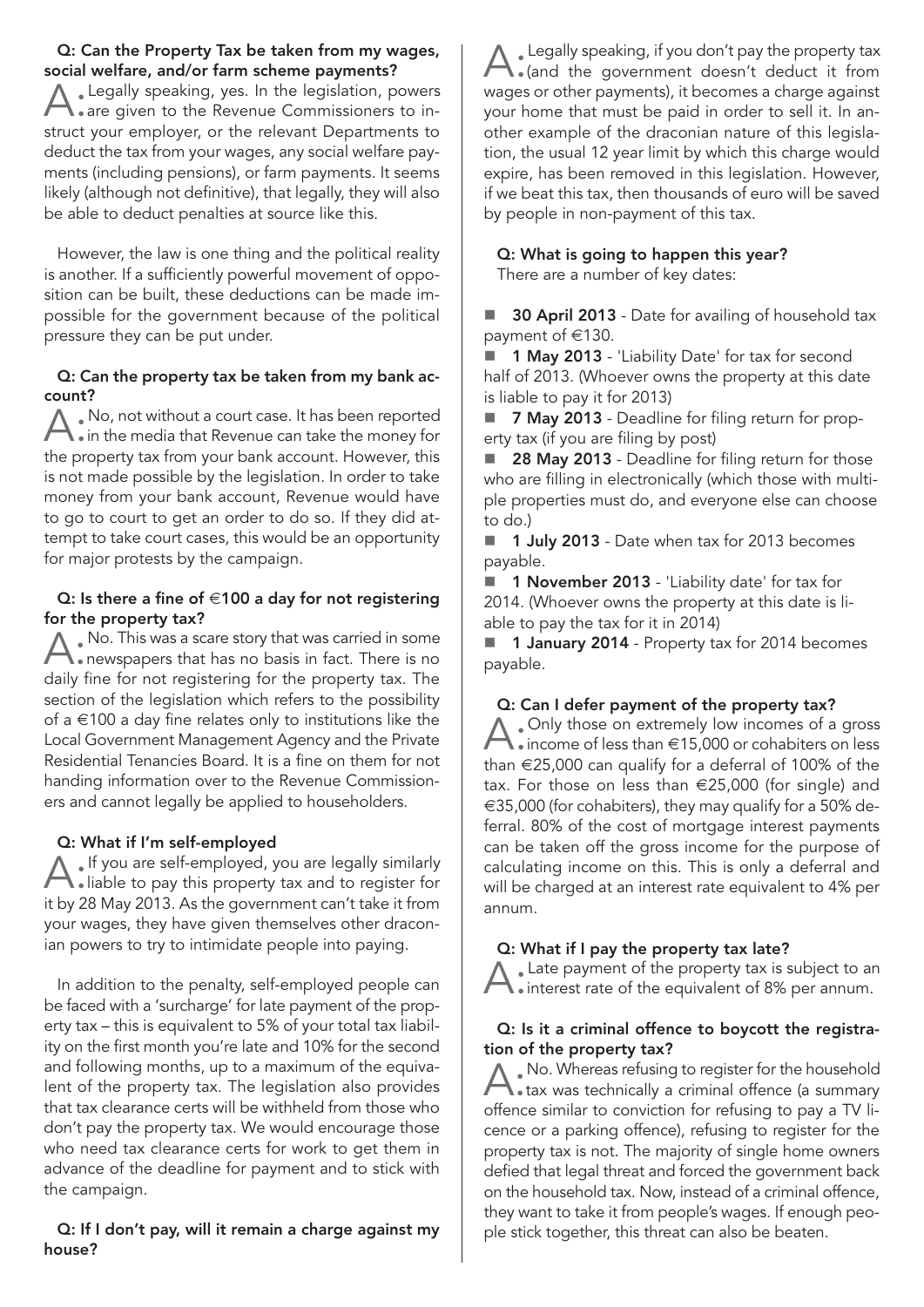**Q: Can the Property Tax be taken from my wages, social welfare, and/or farm scheme payments?**

A. Legally speaking, yes. In the legislation, powers are given to the Revenue Commissioners to instruct your employer, or the relevant Departments to deduct the tax from your wages, any social welfare payments (including pensions), or farm payments. It seems likely (although not definitive), that legally, they will also be able to deduct penalties at source like this.

However, the law is one thing and the political reality is another. If a sufficiently powerful movement of opposition can be built, these deductions can be made impossible for the government because of the political pressure they can be put under.

**Q: Can the property tax be taken from my bank account?**

A. No, not without a court case. It has been reported in the media that Revenue can take the money for the property tax from your bank account. However, this is not made possible by the legislation. In order to take money from your bank account, Revenue would have to go to court to get an order to do so. If they did attempt to take court cases, this would be an opportunity for major protests by the campaign.

**Q: Is there a fine of €100 a day for not registering for the property tax?**

A. No. This was a scare story that was carried in some newspapers that has no basis in fact. There is no daily fine for not registering for the property tax. The section of the legislation which refers to the possibility of a €100 a day fine relates only to institutions like the Local Government Management Agency and the Private Residential Tenancies Board. It is a fine on them for not handing information over to the Revenue Commissioners and cannot legally be applied to householders.

**Q: What if I'm self-employed**

A. If you are self-employed, you are legally similarly liable to pay this property tax and to register for it by 28 May 2013. As the government can't take it from your wages, they have given themselves other draconian powers to try to intimidate people into paying.

In addition to the penalty, self-employed people can be faced with a 'surcharge' for late payment of the property tax – this is equivalent to 5% of your total tax liability on the first month you're late and 10% for the second and following months, up to a maximum of the equivalent of the property tax. The legislation also provides that tax clearance certs will be withheld from those who don't pay the property tax. We would encourage those who need tax clearance certs for work to get them in advance of the deadline for payment and to stick with the campaign.

**Q: If I don't pay, will it remain a charge against my house?**

A. Legally speaking, if you don't pay the property tax (and the government doesn't deduct it from wages or other payments), it becomes a charge against your home that must be paid in order to sell it. In another example of the draconian nature of this legislation, the usual 12 year limit by which this charge would expire, has been removed in this legislation. However, if we beat this tax, then thousands of euro will be saved by people in non-payment of this tax.

**Q: What is going to happen this year?**

There are a number of key dates:

- **30 April 2013** - Date for availing of household tax payment of €130.
- **1 May 2013** - 'Liability Date' for tax for second half of 2013. (Whoever owns the property at this date is liable to pay it for 2013)
- **7 May 2013** - Deadline for filing return for property tax (if you are filing by post)
- **28 May 2013** - Deadline for filing return for those who are filling in electronically (which those with multiple properties must do, and everyone else can choose to do.)
- **1 July 2013** - Date when tax for 2013 becomes payable.
- **1 November 2013** - 'Liability date' for tax for 2014. (Whoever owns the property at this date is liable to pay the tax for it in 2014)
- **1 January 2014** - Property tax for 2014 becomes payable.

**Q: Can I defer payment of the property tax?**

A. Only those on extremely low incomes of a gross income of less than €15,000 or cohabiters on less than €25,000 can qualify for a deferral of 100% of the tax. For those on less than €25,000 (for single) and €35,000 (for cohabiters), they may qualify for a 50% deferral. 80% of the cost of mortgage interest payments can be taken off the gross income for the purpose of calculating income on this. This is only a deferral and will be charged at an interest rate equivalent to 4% per annum.

**Q: What if I pay the property tax late?**

A. Late payment of the property tax is subject to an interest rate of the equivalent of 8% per annum.

**Q: Is it a criminal offence to boycott the registration of the property tax?**

A. No. Whereas refusing to register for the household tax was technically a criminal offence (a summary offence similar to conviction for refusing to pay a TV licence or a parking offence), refusing to register for the property tax is not. The majority of single home owners defied that legal threat and forced the government back on the household tax. Now, instead of a criminal offence, they want to take it from people's wages. If enough people stick together, this threat can also be beaten.